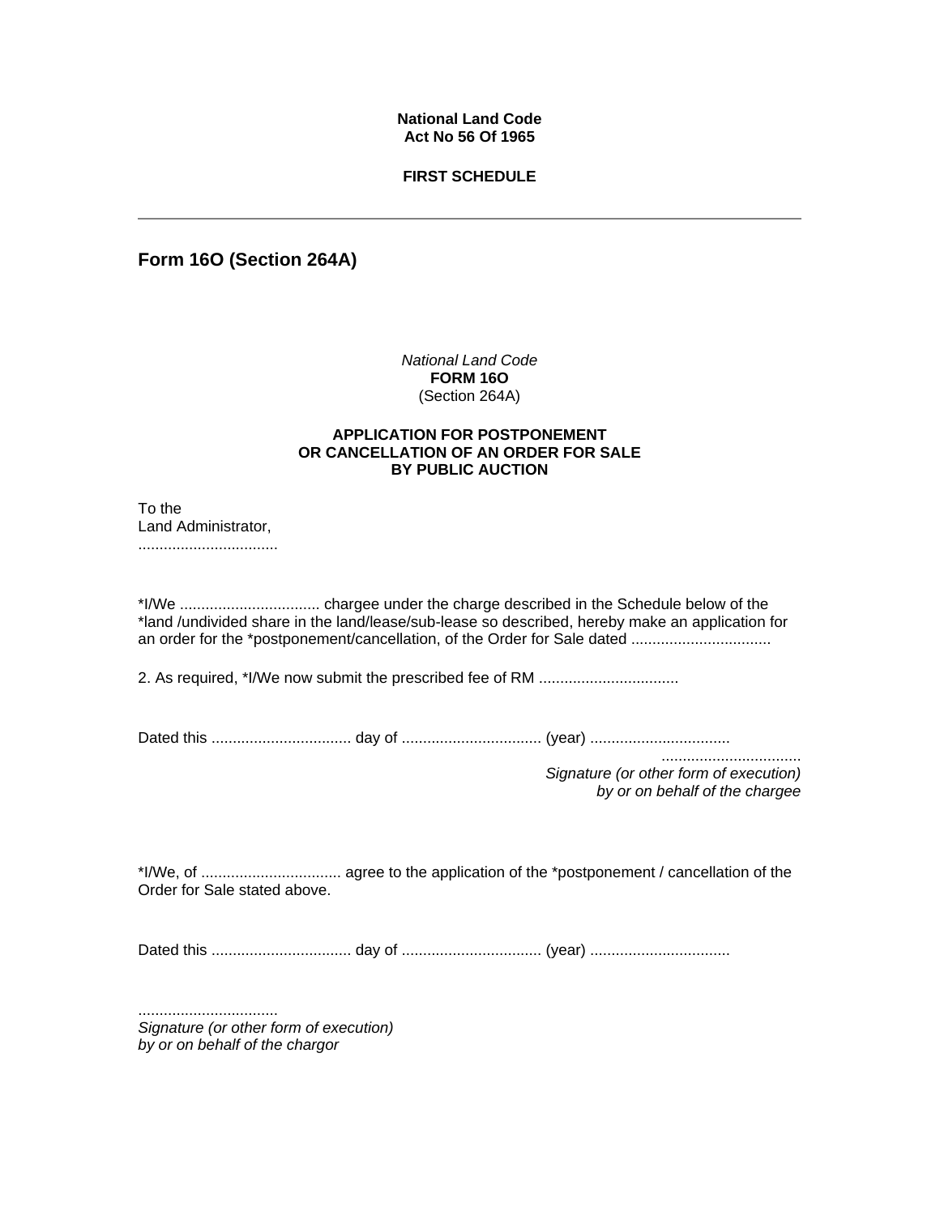**National Land Code**
**Act No 56 Of 1965**

**FIRST SCHEDULE**

---

## Form 16O (Section 264A)

*National Land Code*
**FORM 16O**
(Section 264A)

**APPLICATION FOR POSTPONEMENT OR CANCELLATION OF AN ORDER FOR SALE BY PUBLIC AUCTION**

To the
Land Administrator,
.................................

*I/We ................................. chargee under the charge described in the Schedule below of the *land /undivided share in the land/lease/sub-lease so described, hereby make an application for an order for the *postponement/cancellation, of the Order for Sale dated .................................

2. As required, *I/We now submit the prescribed fee of RM .................................

Dated this ................................. day of ................................. (year) .................................

.................................
*Signature (or other form of execution)*
*by or on behalf of the chargee*

*I/We, of ................................. agree to the application of the *postponement / cancellation of the Order for Sale stated above.

Dated this ................................. day of ................................. (year) .................................

.................................
*Signature (or other form of execution)*
*by or on behalf of the chargor*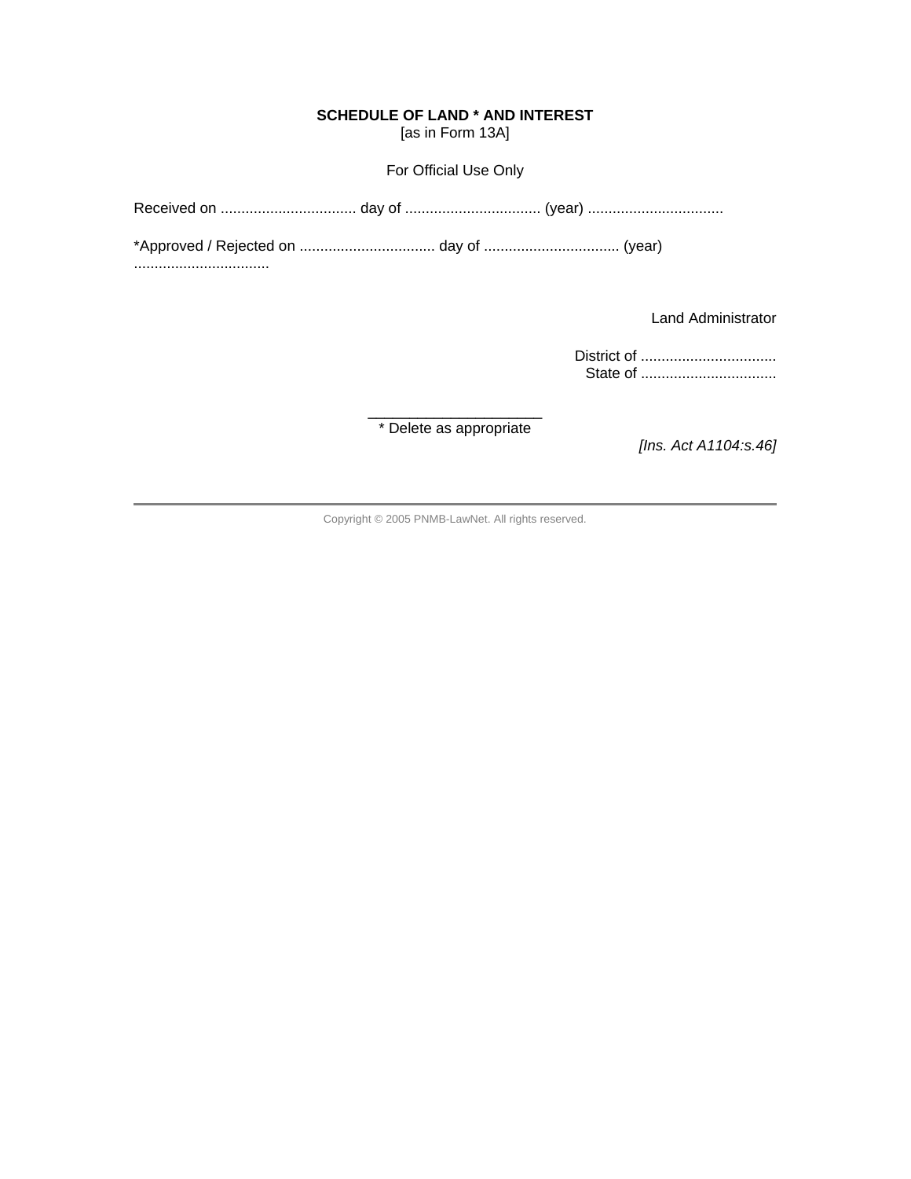**SCHEDULE OF LAND * AND INTEREST**
[as in Form 13A]

For Official Use Only

Received on ................................. day of ................................. (year) .................................

*Approved / Rejected on ................................. day of ................................. (year) .................................

Land Administrator

District of .................................
State of .................................

______________________
* Delete as appropriate

*[Ins. Act A1104:s.46]*

Copyright © 2005 PNMB-LawNet. All rights reserved.